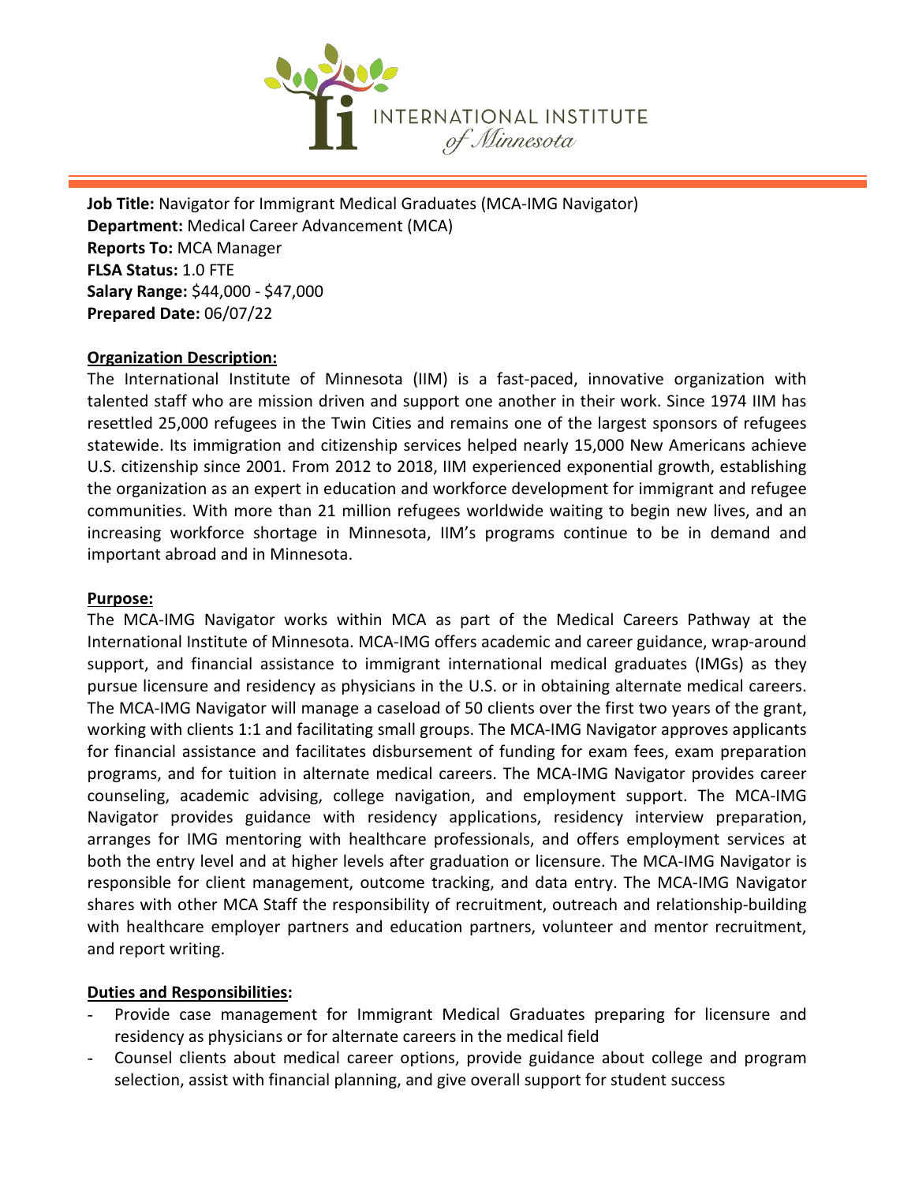INTERNATIONAL INSTITUTE *of Minnesota*

**Job Title:** Navigator for Immigrant Medical Graduates (MCA-IMG Navigator)
**Department:** Medical Career Advancement (MCA)
**Reports To:** MCA Manager
**FLSA Status:** 1.0 FTE
**Salary Range:** $44,000 - $47,000
**Prepared Date:** 06/07/22

## Organization Description:

The International Institute of Minnesota (IIM) is a fast-paced, innovative organization with talented staff who are mission driven and support one another in their work. Since 1974 IIM has resettled 25,000 refugees in the Twin Cities and remains one of the largest sponsors of refugees statewide. Its immigration and citizenship services helped nearly 15,000 New Americans achieve U.S. citizenship since 2001. From 2012 to 2018, IIM experienced exponential growth, establishing the organization as an expert in education and workforce development for immigrant and refugee communities. With more than 21 million refugees worldwide waiting to begin new lives, and an increasing workforce shortage in Minnesota, IIM's programs continue to be in demand and important abroad and in Minnesota.

## Purpose:

The MCA-IMG Navigator works within MCA as part of the Medical Careers Pathway at the International Institute of Minnesota. MCA-IMG offers academic and career guidance, wrap-around support, and financial assistance to immigrant international medical graduates (IMGs) as they pursue licensure and residency as physicians in the U.S. or in obtaining alternate medical careers. The MCA-IMG Navigator will manage a caseload of 50 clients over the first two years of the grant, working with clients 1:1 and facilitating small groups. The MCA-IMG Navigator approves applicants for financial assistance and facilitates disbursement of funding for exam fees, exam preparation programs, and for tuition in alternate medical careers. The MCA-IMG Navigator provides career counseling, academic advising, college navigation, and employment support. The MCA-IMG Navigator provides guidance with residency applications, residency interview preparation, arranges for IMG mentoring with healthcare professionals, and offers employment services at both the entry level and at higher levels after graduation or licensure. The MCA-IMG Navigator is responsible for client management, outcome tracking, and data entry. The MCA-IMG Navigator shares with other MCA Staff the responsibility of recruitment, outreach and relationship-building with healthcare employer partners and education partners, volunteer and mentor recruitment, and report writing.

## Duties and Responsibilities:

- Provide case management for Immigrant Medical Graduates preparing for licensure and residency as physicians or for alternate careers in the medical field
- Counsel clients about medical career options, provide guidance about college and program selection, assist with financial planning, and give overall support for student success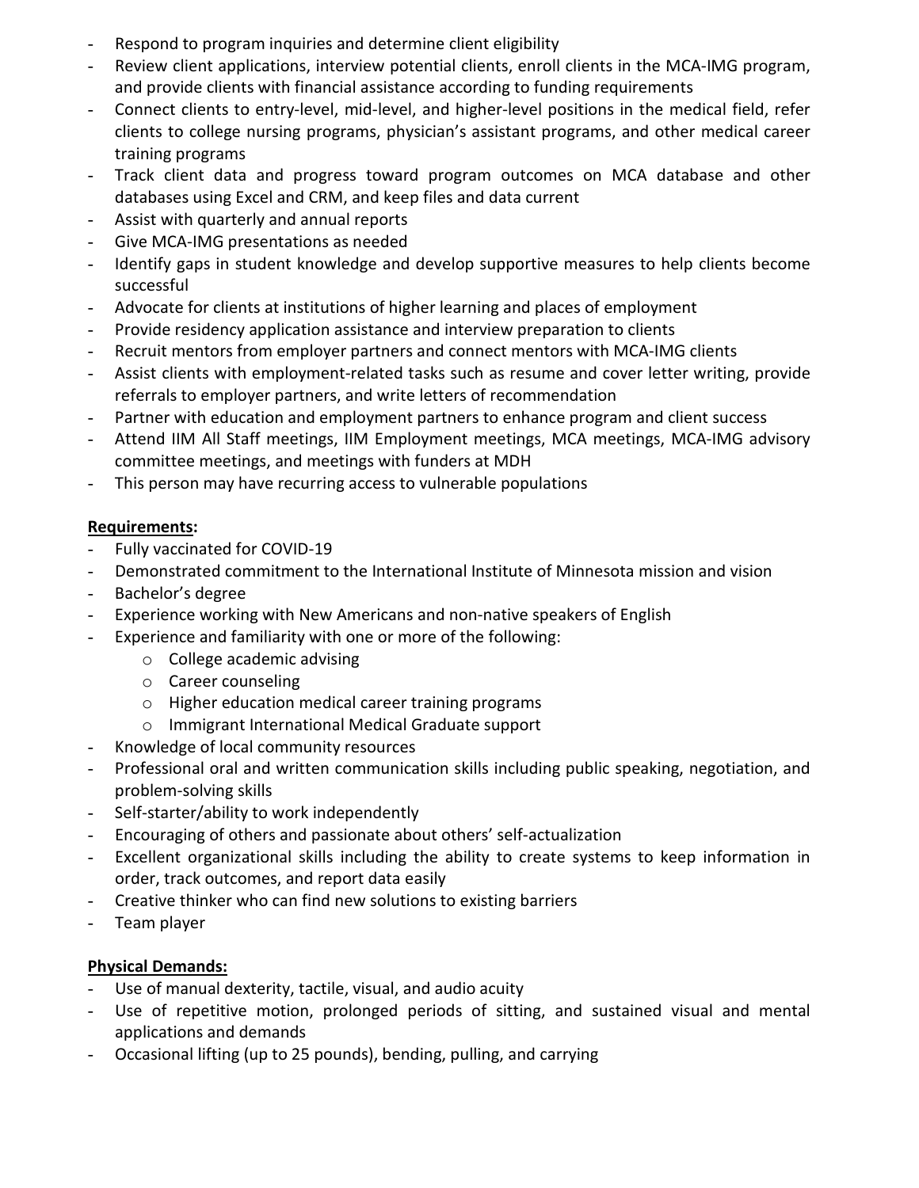- Respond to program inquiries and determine client eligibility
- Review client applications, interview potential clients, enroll clients in the MCA-IMG program, and provide clients with financial assistance according to funding requirements
- Connect clients to entry-level, mid-level, and higher-level positions in the medical field, refer clients to college nursing programs, physician's assistant programs, and other medical career training programs
- Track client data and progress toward program outcomes on MCA database and other databases using Excel and CRM, and keep files and data current
- Assist with quarterly and annual reports
- Give MCA-IMG presentations as needed
- Identify gaps in student knowledge and develop supportive measures to help clients become successful
- Advocate for clients at institutions of higher learning and places of employment
- Provide residency application assistance and interview preparation to clients
- Recruit mentors from employer partners and connect mentors with MCA-IMG clients
- Assist clients with employment-related tasks such as resume and cover letter writing, provide referrals to employer partners, and write letters of recommendation
- Partner with education and employment partners to enhance program and client success
- Attend IIM All Staff meetings, IIM Employment meetings, MCA meetings, MCA-IMG advisory committee meetings, and meetings with funders at MDH
- This person may have recurring access to vulnerable populations

**Requirements:**

- Fully vaccinated for COVID-19
- Demonstrated commitment to the International Institute of Minnesota mission and vision
- Bachelor's degree
- Experience working with New Americans and non-native speakers of English
- Experience and familiarity with one or more of the following:
  - College academic advising
  - Career counseling
  - Higher education medical career training programs
  - Immigrant International Medical Graduate support
- Knowledge of local community resources
- Professional oral and written communication skills including public speaking, negotiation, and problem-solving skills
- Self-starter/ability to work independently
- Encouraging of others and passionate about others' self-actualization
- Excellent organizational skills including the ability to create systems to keep information in order, track outcomes, and report data easily
- Creative thinker who can find new solutions to existing barriers
- Team player

**Physical Demands:**

- Use of manual dexterity, tactile, visual, and audio acuity
- Use of repetitive motion, prolonged periods of sitting, and sustained visual and mental applications and demands
- Occasional lifting (up to 25 pounds), bending, pulling, and carrying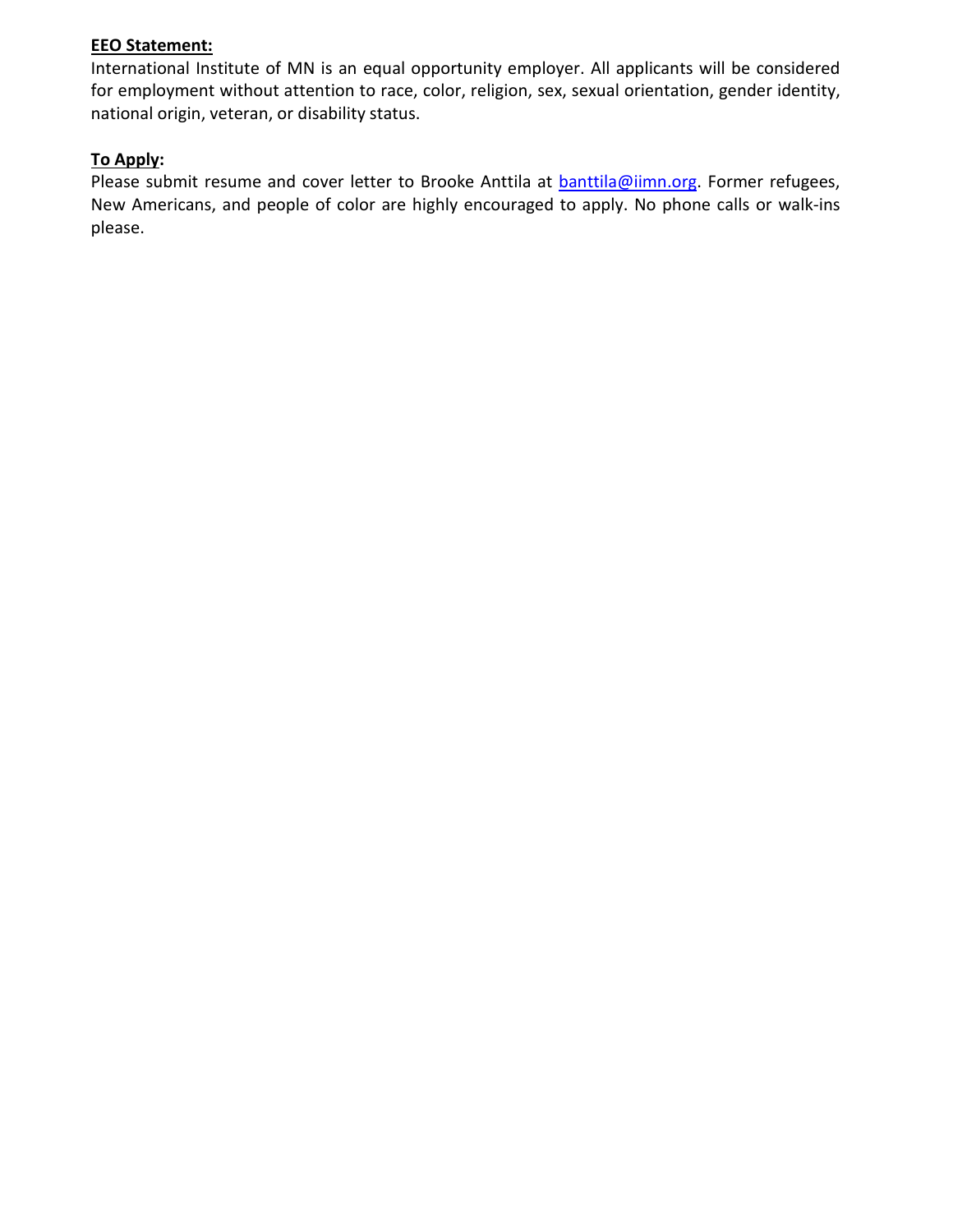**EEO Statement:**

International Institute of MN is an equal opportunity employer. All applicants will be considered for employment without attention to race, color, religion, sex, sexual orientation, gender identity, national origin, veteran, or disability status.

**To Apply:**

Please submit resume and cover letter to Brooke Anttila at banttila@iimn.org. Former refugees, New Americans, and people of color are highly encouraged to apply. No phone calls or walk-ins please.